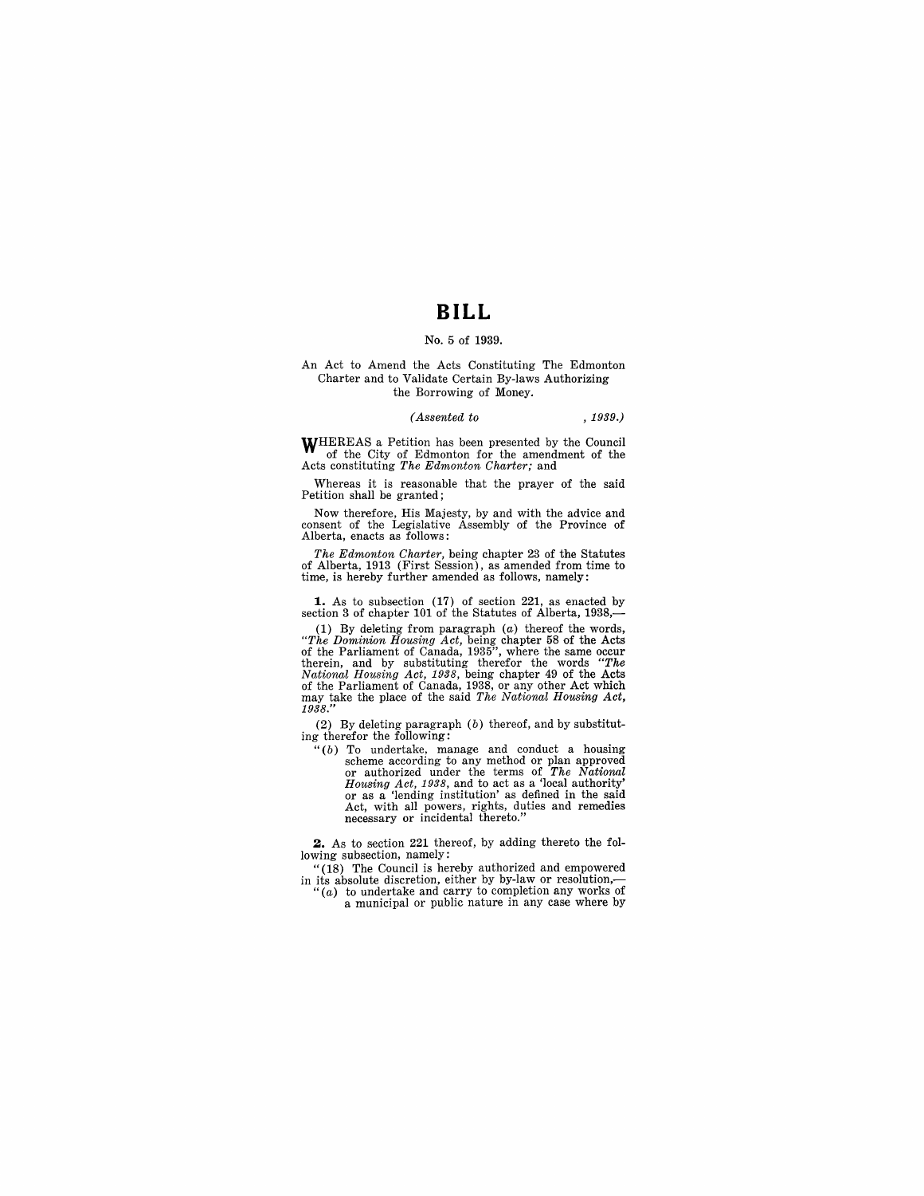# BILL

No. 5 of 1939.

An Act to Amend the Acts Constituting The Edmonton Charter and to Validate Certain By-laws Authorizing the Borrowing of Money.

*(Assented to , 1939.)*

WHEREAS a Petition has been presented by the Council of the City of Edmonton for the amendment of the Acts constituting *The Edmonton Charter;* and

Whereas it is reasonable that the prayer of the said Petition shall be granted;

Now therefore, His Majesty, by and with the advice and consent of the Legislative Assembly of the Province of Alberta, enacts as follows:

*The Edmonton Charter,* being chapter 23 of the Statutes of Alberta, 1913 (First Session), as amended from time to time, is hereby further amended as follows, namely:

**1.** As to subsection (17) of section 221, as enacted by section 3 of chapter 101 of the Statutes of Alberta, 1938,—

(1) By deleting from paragraph (*a*) thereof the words, "*The Dominion Housing Act,* being chapter 58 of the Acts of the Parliament of Canada, 1935", where the same occur therein, and by substituting therefor the words "*The National Housing Act, 1938,* being chapter 49 of the Acts of the Parliament of Canada, 1938, or any other Act which may take the place of the said *The National Housing Act, 1938.*"

(2) By deleting paragraph (*b*) thereof, and by substituting therefor the following:

"(*b*) To undertake, manage and conduct a housing scheme according to any method or plan approved or authorized under the terms of *The National Housing Act, 1938,* and to act as a 'local authority' or as a 'lending institution' as defined in the said Act, with all powers, rights, duties and remedies necessary or incidental thereto."

**2.** As to section 221 thereof, by adding thereto the following subsection, namely:

"(18) The Council is hereby authorized and empowered in its absolute discretion, either by by-law or resolution,—

"(*a*) to undertake and carry to completion any works of a municipal or public nature in any case where by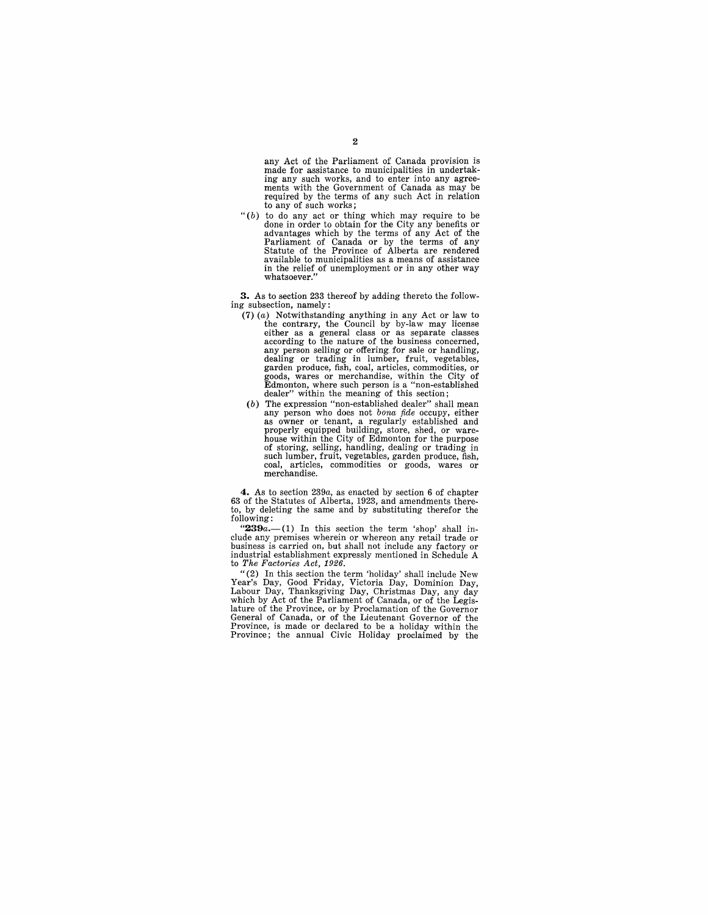any Act of the Parliament of Canada provision is made for assistance to municipalities in undertaking any such works, and to enter into any agreements with the Government of Canada as may be required by the terms of any such Act in relation to any of such works;

"(*b*) to do any act or thing which may require to be done in order to obtain for the City any benefits or advantages which by the terms of any Act of the Parliament of Canada or by the terms of any Statute of the Province of Alberta are rendered available to municipalities as a means of assistance in the relief of unemployment or in any other way whatsoever."

**3.** As to section 233 thereof by adding thereto the following subsection, namely:

(7) (*a*) Notwithstanding anything in any Act or law to the contrary, the Council by by-law may license either as a general class or as separate classes according to the nature of the business concerned, any person selling or offering for sale or handling, dealing or trading in lumber, fruit, vegetables, garden produce, fish, coal, articles, commodities, or goods, wares or merchandise, within the City of Edmonton, where such person is a "non-established dealer" within the meaning of this section;

(*b*) The expression "non-established dealer" shall mean any person who does not *bona fide* occupy, either as owner or tenant, a regularly established and properly equipped building, store, shed, or warehouse within the City of Edmonton for the purpose of storing, selling, handling, dealing or trading in such lumber, fruit, vegetables, garden produce, fish, coal, articles, commodities or goods, wares or merchandise.

**4.** As to section 239*a*, as enacted by section 6 of chapter 63 of the Statutes of Alberta, 1923, and amendments thereto, by deleting the same and by substituting therefor the following:

"**239***a*.—(1) In this section the term 'shop' shall include any premises wherein or whereon any retail trade or business is carried on, but shall not include any factory or industrial establishment expressly mentioned in Schedule A to *The Factories Act, 1926*.

"(2) In this section the term 'holiday' shall include New Year's Day, Good Friday, Victoria Day, Dominion Day, Labour Day, Thanksgiving Day, Christmas Day, any day which by Act of the Parliament of Canada, or of the Legislature of the Province, or by Proclamation of the Governor General of Canada, or of the Lieutenant Governor of the Province, is made or declared to be a holiday within the Province; the annual Civic Holiday proclaimed by the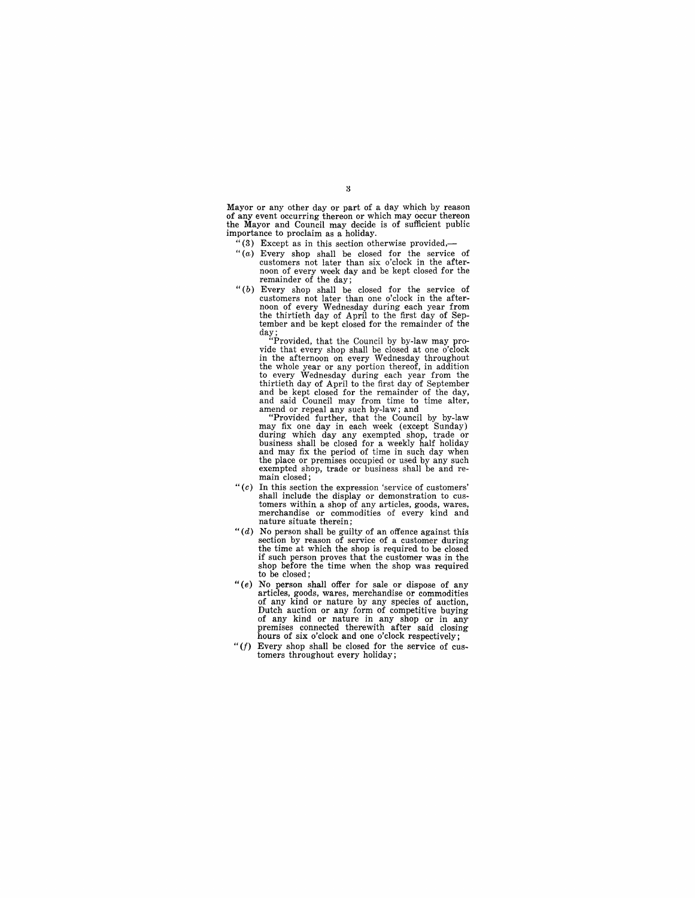Mayor or any other day or part of a day which by reason of any event occurring thereon or which may occur thereon the Mayor and Council may decide is of sufficient public importance to proclaim as a holiday.

"(3) Except as in this section otherwise provided,—

"(*a*) Every shop shall be closed for the service of customers not later than six o'clock in the afternoon of every week day and be kept closed for the remainder of the day;

"(*b*) Every shop shall be closed for the service of customers not later than one o'clock in the afternoon of every Wednesday during each year from the thirtieth day of April to the first day of September and be kept closed for the remainder of the day;

"Provided, that the Council by by-law may provide that every shop shall be closed at one o'clock in the afternoon on every Wednesday throughout the whole year or any portion thereof, in addition to every Wednesday during each year from the thirtieth day of April to the first day of September and be kept closed for the remainder of the day, and said Council may from time to time alter, amend or repeal any such by-law; and

"Provided further, that the Council by by-law may fix one day in each week (except Sunday) during which day any exempted shop, trade or business shall be closed for a weekly half holiday and may fix the period of time in such day when the place or premises occupied or used by any such exempted shop, trade or business shall be and remain closed;

"(*c*) In this section the expression 'service of customers' shall include the display or demonstration to customers within a shop of any articles, goods, wares, merchandise or commodities of every kind and nature situate therein;

"(*d*) No person shall be guilty of an offence against this section by reason of service of a customer during the time at which the shop is required to be closed if such person proves that the customer was in the shop before the time when the shop was required to be closed;

"(*e*) No person shall offer for sale or dispose of any articles, goods, wares, merchandise or commodities of any kind or nature by any species of auction, Dutch auction or any form of competitive buying of any kind or nature in any shop or in any premises connected therewith after said closing hours of six o'clock and one o'clock respectively;

"(*f*) Every shop shall be closed for the service of customers throughout every holiday;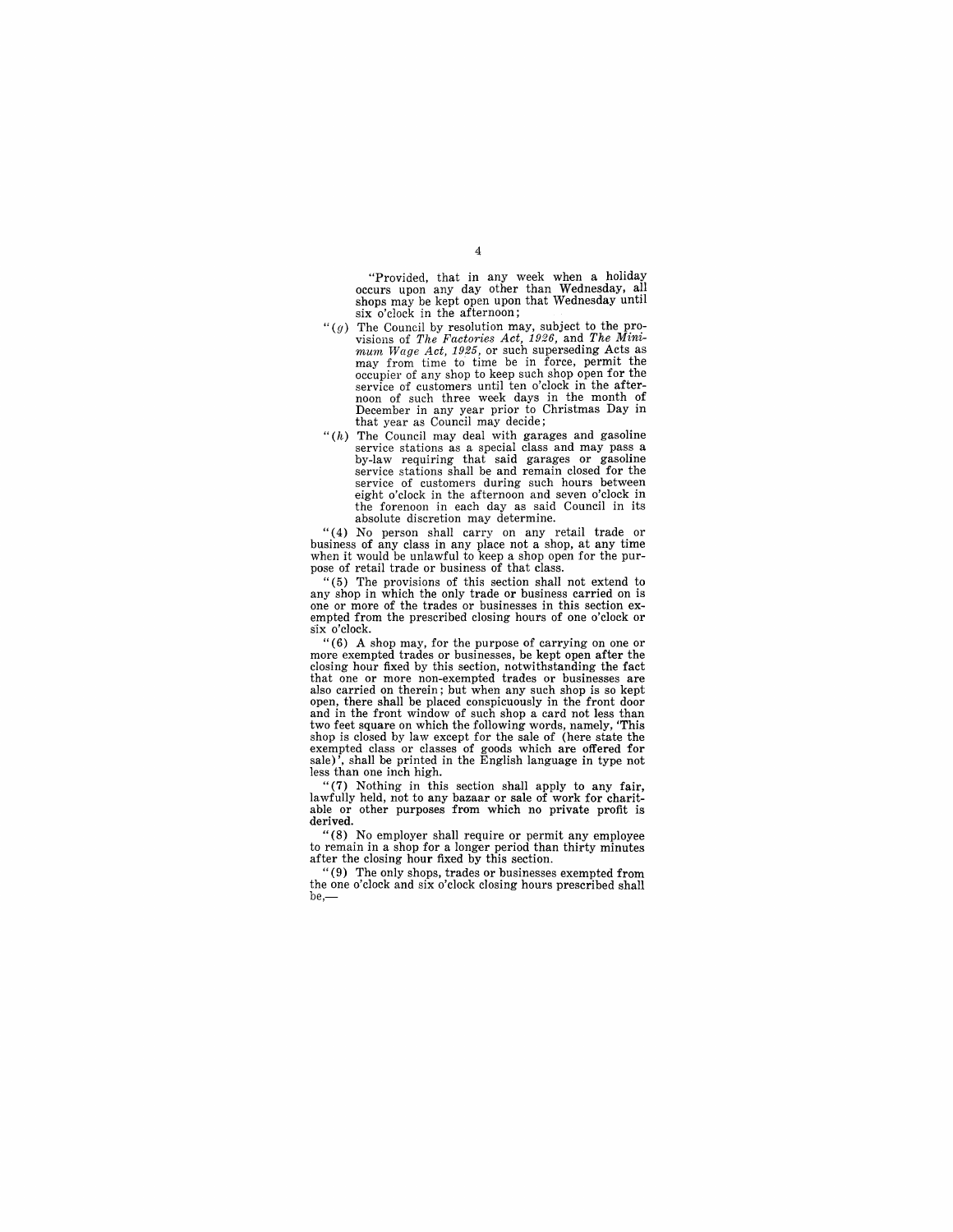"Provided, that in any week when a holiday occurs upon any day other than Wednesday, all shops may be kept open upon that Wednesday until six o'clock in the afternoon;

"(*g*) The Council by resolution may, subject to the provisions of *The Factories Act, 1926*, and *The Minimum Wage Act, 1925*, or such superseding Acts as may from time to time be in force, permit the occupier of any shop to keep such shop open for the service of customers until ten o'clock in the afternoon of such three week days in the month of December in any year prior to Christmas Day in that year as Council may decide;

"(*h*) The Council may deal with garages and gasoline service stations as a special class and may pass a by-law requiring that said garages or gasoline service stations shall be and remain closed for the service of customers during such hours between eight o'clock in the afternoon and seven o'clock in the forenoon in each day as said Council in its absolute discretion may determine.

"(4) No person shall carry on any retail trade or business of any class in any place not a shop, at any time when it would be unlawful to keep a shop open for the purpose of retail trade or business of that class.

"(5) The provisions of this section shall not extend to any shop in which the only trade or business carried on is one or more of the trades or businesses in this section exempted from the prescribed closing hours of one o'clock or six o'clock.

"(6) A shop may, for the purpose of carrying on one or more exempted trades or businesses, be kept open after the closing hour fixed by this section, notwithstanding the fact that one or more non-exempted trades or businesses are also carried on therein; but when any such shop is so kept open, there shall be placed conspicuously in the front door and in the front window of such shop a card not less than two feet square on which the following words, namely, 'This shop is closed by law except for the sale of (here state the exempted class or classes of goods which are offered for sale)', shall be printed in the English language in type not less than one inch high.

"(7) Nothing in this section shall apply to any fair, lawfully held, not to any bazaar or sale of work for charitable or other purposes from which no private profit is derived.

"(8) No employer shall require or permit any employee to remain in a shop for a longer period than thirty minutes after the closing hour fixed by this section.

"(9) The only shops, trades or businesses exempted from the one o'clock and six o'clock closing hours prescribed shall be,—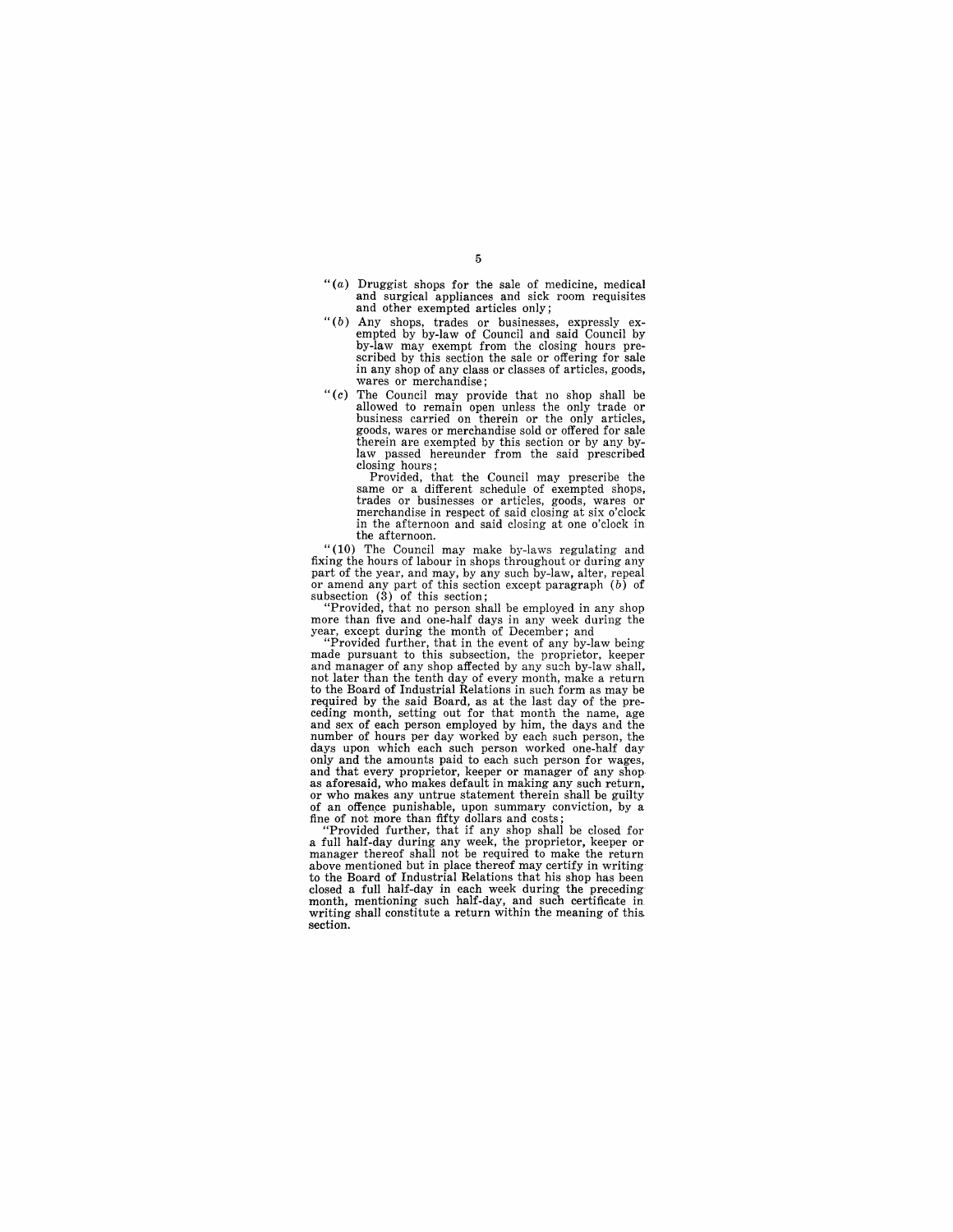"(*a*) Druggist shops for the sale of medicine, medical and surgical appliances and sick room requisites and other exempted articles only;

"(*b*) Any shops, trades or businesses, expressly exempted by by-law of Council and said Council by by-law may exempt from the closing hours prescribed by this section the sale or offering for sale in any shop of any class or classes of articles, goods, wares or merchandise;

"(*c*) The Council may provide that no shop shall be allowed to remain open unless the only trade or business carried on therein or the only articles, goods, wares or merchandise sold or offered for sale therein are exempted by this section or by any by-law passed hereunder from the said prescribed closing hours;

Provided, that the Council may prescribe the same or a different schedule of exempted shops, trades or businesses or articles, goods, wares or merchandise in respect of said closing at six o'clock in the afternoon and said closing at one o'clock in the afternoon.

"(10) The Council may make by-laws regulating and fixing the hours of labour in shops throughout or during any part of the year, and may, by any such by-law, alter, repeal or amend any part of this section except paragraph (*b*) of subsection (3) of this section;

"Provided, that no person shall be employed in any shop more than five and one-half days in any week during the year, except during the month of December; and

"Provided further, that in the event of any by-law being made pursuant to this subsection, the proprietor, keeper and manager of any shop affected by any such by-law shall, not later than the tenth day of every month, make a return to the Board of Industrial Relations in such form as may be required by the said Board, as at the last day of the preceding month, setting out for that month the name, age and sex of each person employed by him, the days and the number of hours per day worked by each such person, the days upon which each such person worked one-half day only and the amounts paid to each such person for wages, and that every proprietor, keeper or manager of any shop as aforesaid, who makes default in making any such return, or who makes any untrue statement therein shall be guilty of an offence punishable, upon summary conviction, by a fine of not more than fifty dollars and costs;

"Provided further, that if any shop shall be closed for a full half-day during any week, the proprietor, keeper or manager thereof shall not be required to make the return above mentioned but in place thereof may certify in writing to the Board of Industrial Relations that his shop has been closed a full half-day in each week during the preceding month, mentioning such half-day, and such certificate in writing shall constitute a return within the meaning of this section.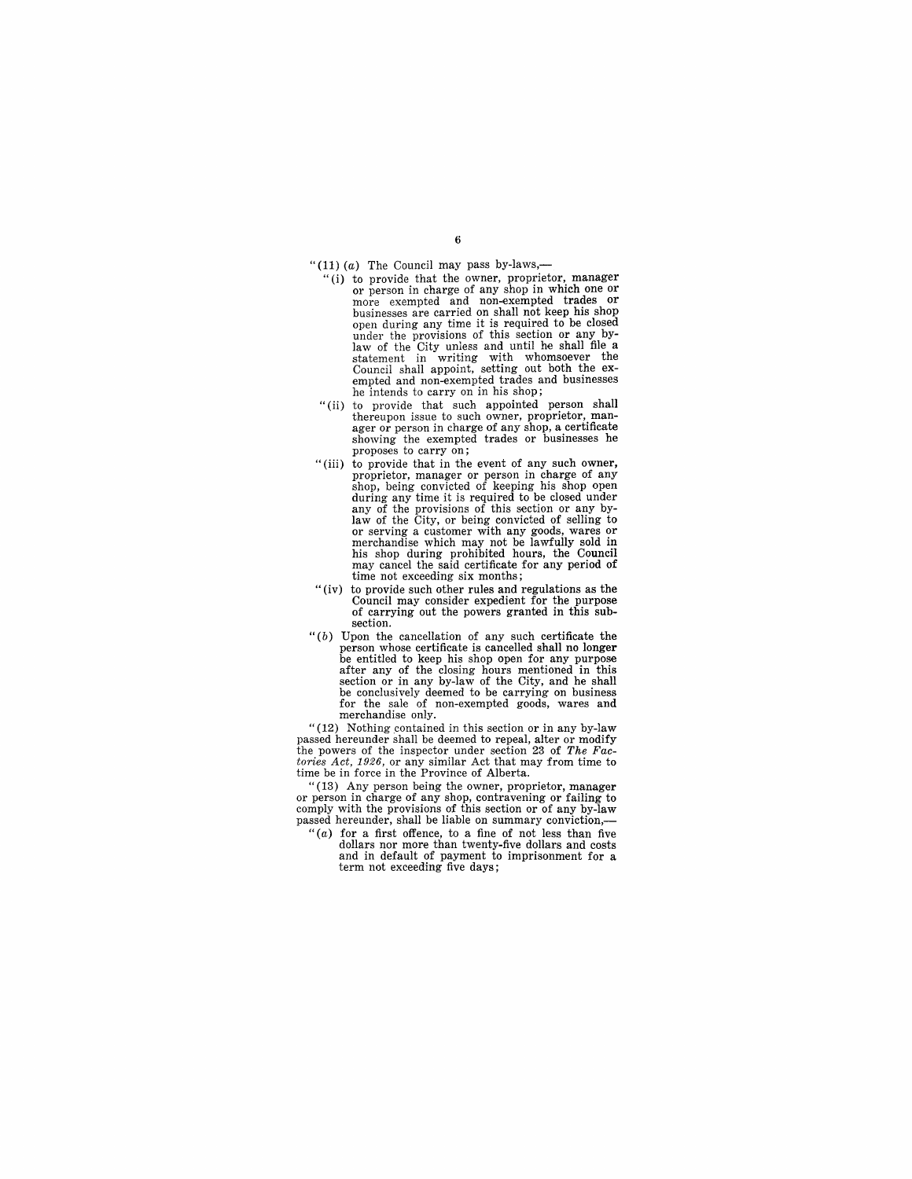"(11) (*a*) The Council may pass by-laws,—

"(i) to provide that the owner, proprietor, manager or person in charge of any shop in which one or more exempted and non-exempted trades or businesses are carried on shall not keep his shop open during any time it is required to be closed under the provisions of this section or any by-law of the City unless and until he shall file a statement in writing with whomsoever the Council shall appoint, setting out both the exempted and non-exempted trades and businesses he intends to carry on in his shop;

"(ii) to provide that such appointed person shall thereupon issue to such owner, proprietor, manager or person in charge of any shop, a certificate showing the exempted trades or businesses he proposes to carry on;

"(iii) to provide that in the event of any such owner, proprietor, manager or person in charge of any shop, being convicted of keeping his shop open during any time it is required to be closed under any of the provisions of this section or any by-law of the City, or being convicted of selling to or serving a customer with any goods, wares or merchandise which may not be lawfully sold in his shop during prohibited hours, the Council may cancel the said certificate for any period of time not exceeding six months;

"(iv) to provide such other rules and regulations as the Council may consider expedient for the purpose of carrying out the powers granted in this subsection.

"(*b*) Upon the cancellation of any such certificate the person whose certificate is cancelled shall no longer be entitled to keep his shop open for any purpose after any of the closing hours mentioned in this section or in any by-law of the City, and he shall be conclusively deemed to be carrying on business for the sale of non-exempted goods, wares and merchandise only.

"(12) Nothing contained in this section or in any by-law passed hereunder shall be deemed to repeal, alter or modify the powers of the inspector under section 23 of *The Factories Act, 1926*, or any similar Act that may from time to time be in force in the Province of Alberta.

"(13) Any person being the owner, proprietor, manager or person in charge of any shop, contravening or failing to comply with the provisions of this section or of any by-law passed hereunder, shall be liable on summary conviction,—

"(*a*) for a first offence, to a fine of not less than five dollars nor more than twenty-five dollars and costs and in default of payment to imprisonment for a term not exceeding five days;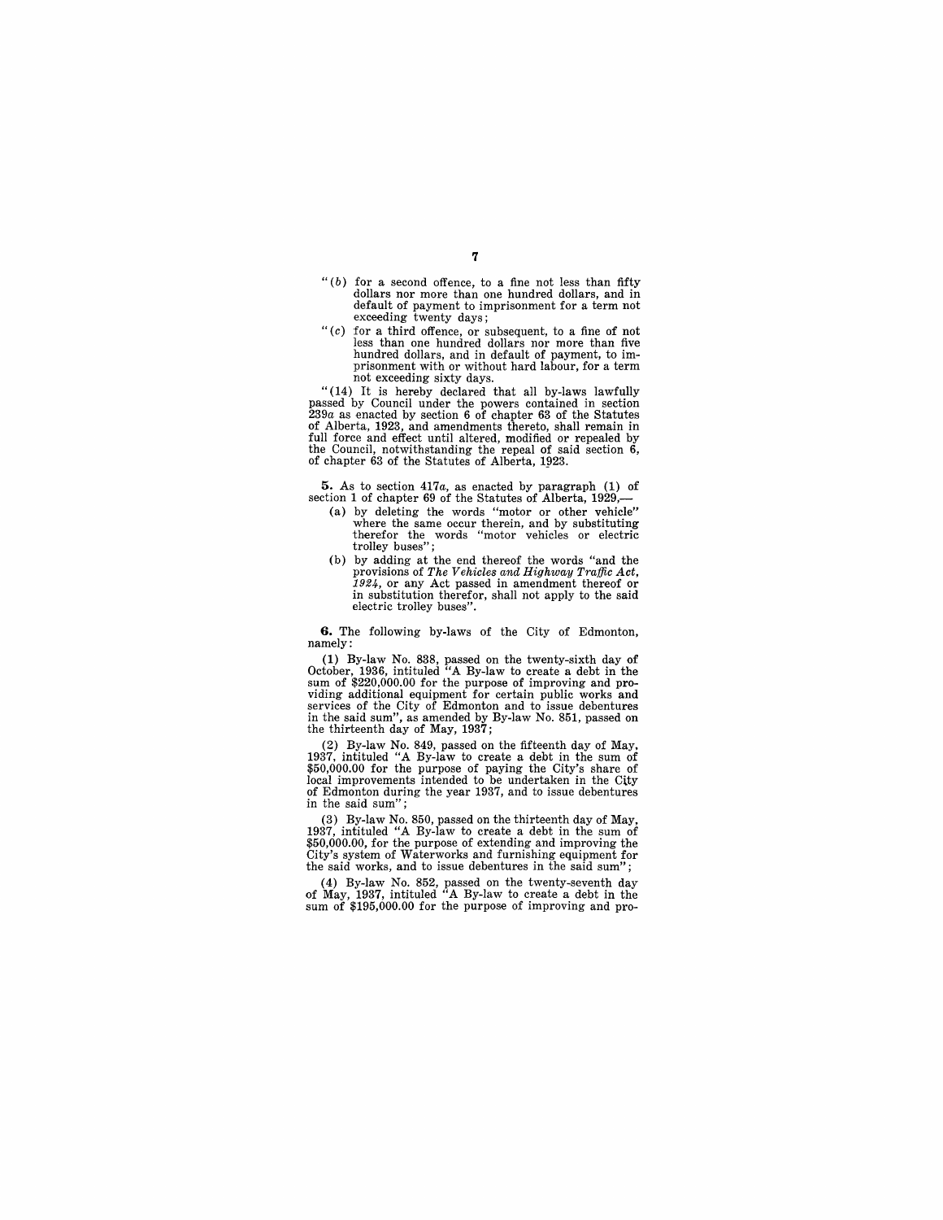"(b) for a second offence, to a fine not less than fifty dollars nor more than one hundred dollars, and in default of payment to imprisonment for a term not exceeding twenty days;

"(c) for a third offence, or subsequent, to a fine of not less than one hundred dollars nor more than five hundred dollars, and in default of payment, to imprisonment with or without hard labour, for a term not exceeding sixty days.

"(14) It is hereby declared that all by-laws lawfully passed by Council under the powers contained in section 239*a* as enacted by section 6 of chapter 63 of the Statutes of Alberta, 1923, and amendments thereto, shall remain in full force and effect until altered, modified or repealed by the Council, notwithstanding the repeal of said section 6, of chapter 63 of the Statutes of Alberta, 1923.

**5.** As to section 417*a*, as enacted by paragraph (1) of section 1 of chapter 69 of the Statutes of Alberta, 1929,—

(a) by deleting the words "motor or other vehicle" where the same occur therein, and by substituting therefor the words "motor vehicles or electric trolley buses";

(b) by adding at the end thereof the words "and the provisions of *The Vehicles and Highway Traffic Act, 1924*, or any Act passed in amendment thereof or in substitution therefor, shall not apply to the said electric trolley buses".

**6.** The following by-laws of the City of Edmonton, namely:

(1) By-law No. 838, passed on the twenty-sixth day of October, 1936, intituled "A By-law to create a debt in the sum of $220,000.00 for the purpose of improving and providing additional equipment for certain public works and services of the City of Edmonton and to issue debentures in the said sum", as amended by By-law No. 851, passed on the thirteenth day of May, 1937;

(2) By-law No. 849, passed on the fifteenth day of May, 1937, intituled "A By-law to create a debt in the sum of $50,000.00 for the purpose of paying the City's share of local improvements intended to be undertaken in the City of Edmonton during the year 1937, and to issue debentures in the said sum";

(3) By-law No. 850, passed on the thirteenth day of May, 1937, intituled "A By-law to create a debt in the sum of $50,000.00, for the purpose of extending and improving the City's system of Waterworks and furnishing equipment for the said works, and to issue debentures in the said sum";

(4) By-law No. 852, passed on the twenty-seventh day of May, 1937, intituled "A By-law to create a debt in the sum of $195,000.00 for the purpose of improving and pro-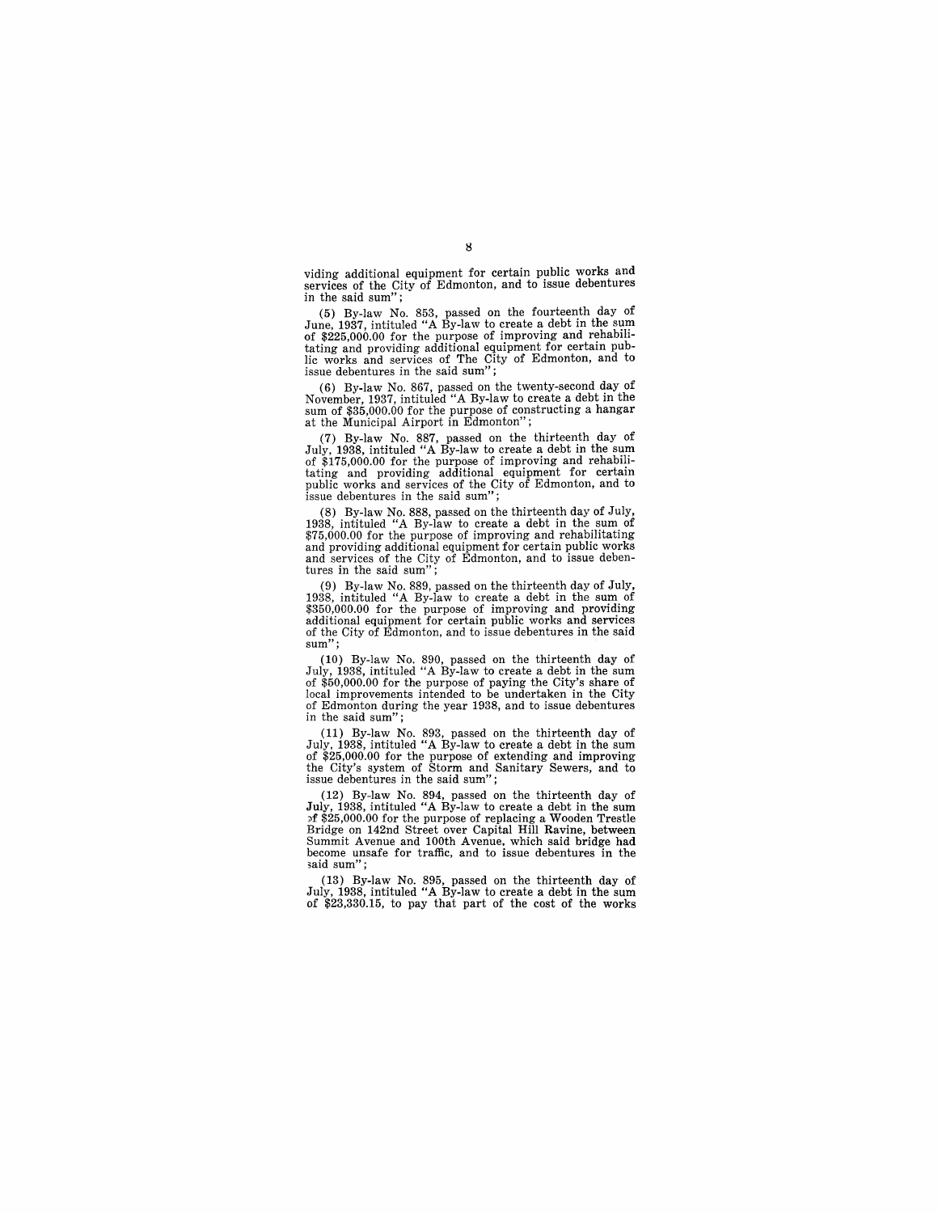viding additional equipment for certain public works and services of the City of Edmonton, and to issue debentures in the said sum";

(5) By-law No. 853, passed on the fourteenth day of June, 1937, intituled "A By-law to create a debt in the sum of $225,000.00 for the purpose of improving and rehabilitating and providing additional equipment for certain public works and services of The City of Edmonton, and to issue debentures in the said sum";

(6) By-law No. 867, passed on the twenty-second day of November, 1937, intituled "A By-law to create a debt in the sum of $35,000.00 for the purpose of constructing a hangar at the Municipal Airport in Edmonton";

(7) By-law No. 887, passed on the thirteenth day of July, 1938, intituled "A By-law to create a debt in the sum of $175,000.00 for the purpose of improving and rehabilitating and providing additional equipment for certain public works and services of the City of Edmonton, and to issue debentures in the said sum";

(8) By-law No. 888, passed on the thirteenth day of July, 1938, intituled "A By-law to create a debt in the sum of $75,000.00 for the purpose of improving and rehabilitating and providing additional equipment for certain public works and services of the City of Edmonton, and to issue debentures in the said sum";

(9) By-law No. 889, passed on the thirteenth day of July, 1938, intituled "A By-law to create a debt in the sum of $350,000.00 for the purpose of improving and providing additional equipment for certain public works and services of the City of Edmonton, and to issue debentures in the said sum";

(10) By-law No. 890, passed on the thirteenth day of July, 1938, intituled "A By-law to create a debt in the sum of $50,000.00 for the purpose of paying the City's share of local improvements intended to be undertaken in the City of Edmonton during the year 1938, and to issue debentures in the said sum";

(11) By-law No. 893, passed on the thirteenth day of July, 1938, intituled "A By-law to create a debt in the sum of $25,000.00 for the purpose of extending and improving the City's system of Storm and Sanitary Sewers, and to issue debentures in the said sum";

(12) By-law No. 894, passed on the thirteenth day of July, 1938, intituled "A By-law to create a debt in the sum of $25,000.00 for the purpose of replacing a Wooden Trestle Bridge on 142nd Street over Capital Hill Ravine, between Summit Avenue and 100th Avenue, which said bridge had become unsafe for traffic, and to issue debentures in the said sum";

(13) By-law No. 895, passed on the thirteenth day of July, 1938, intituled "A By-law to create a debt in the sum of $23,330.15, to pay that part of the cost of the works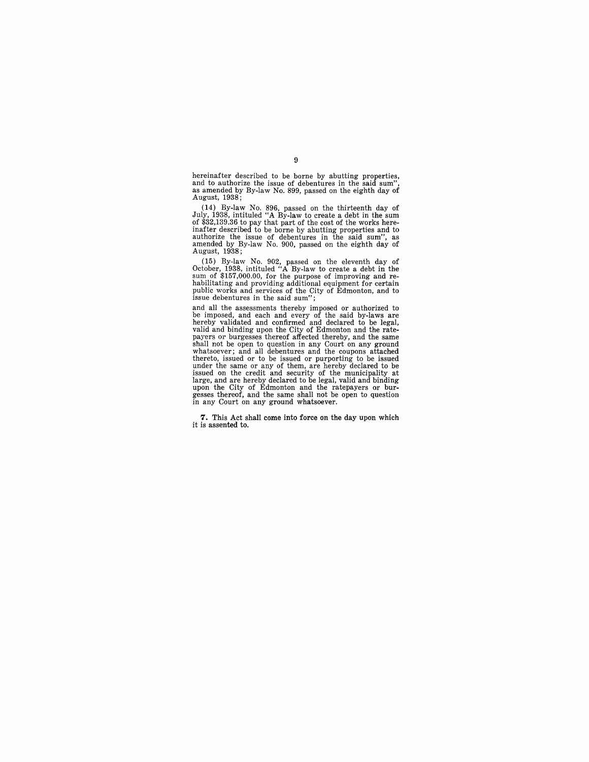hereinafter described to be borne by abutting properties, and to authorize the issue of debentures in the said sum", as amended by By-law No. 899, passed on the eighth day of August, 1938;

(14) By-law No. 896, passed on the thirteenth day of July, 1938, intituled "A By-law to create a debt in the sum of $32,139.36 to pay that part of the cost of the works hereinafter described to be borne by abutting properties and to authorize the issue of debentures in the said sum", as amended by By-law No. 900, passed on the eighth day of August, 1938;

(15) By-law No. 902, passed on the eleventh day of October, 1938, intituled "A By-law to create a debt in the sum of $157,000.00, for the purpose of improving and rehabilitating and providing additional equipment for certain public works and services of the City of Edmonton, and to issue debentures in the said sum";

and all the assessments thereby imposed or authorized to be imposed, and each and every of the said by-laws are hereby validated and confirmed and declared to be legal, valid and binding upon the City of Edmonton and the ratepayers or burgesses thereof affected thereby, and the same shall not be open to question in any Court on any ground whatsoever; and all debentures and the coupons attached thereto, issued or to be issued or purporting to be issued under the same or any of them, are hereby declared to be issued on the credit and security of the municipality at large, and are hereby declared to be legal, valid and binding upon the City of Edmonton and the ratepayers or burgesses thereof, and the same shall not be open to question in any Court on any ground whatsoever.

**7.** This Act shall come into force on the day upon which it is assented to.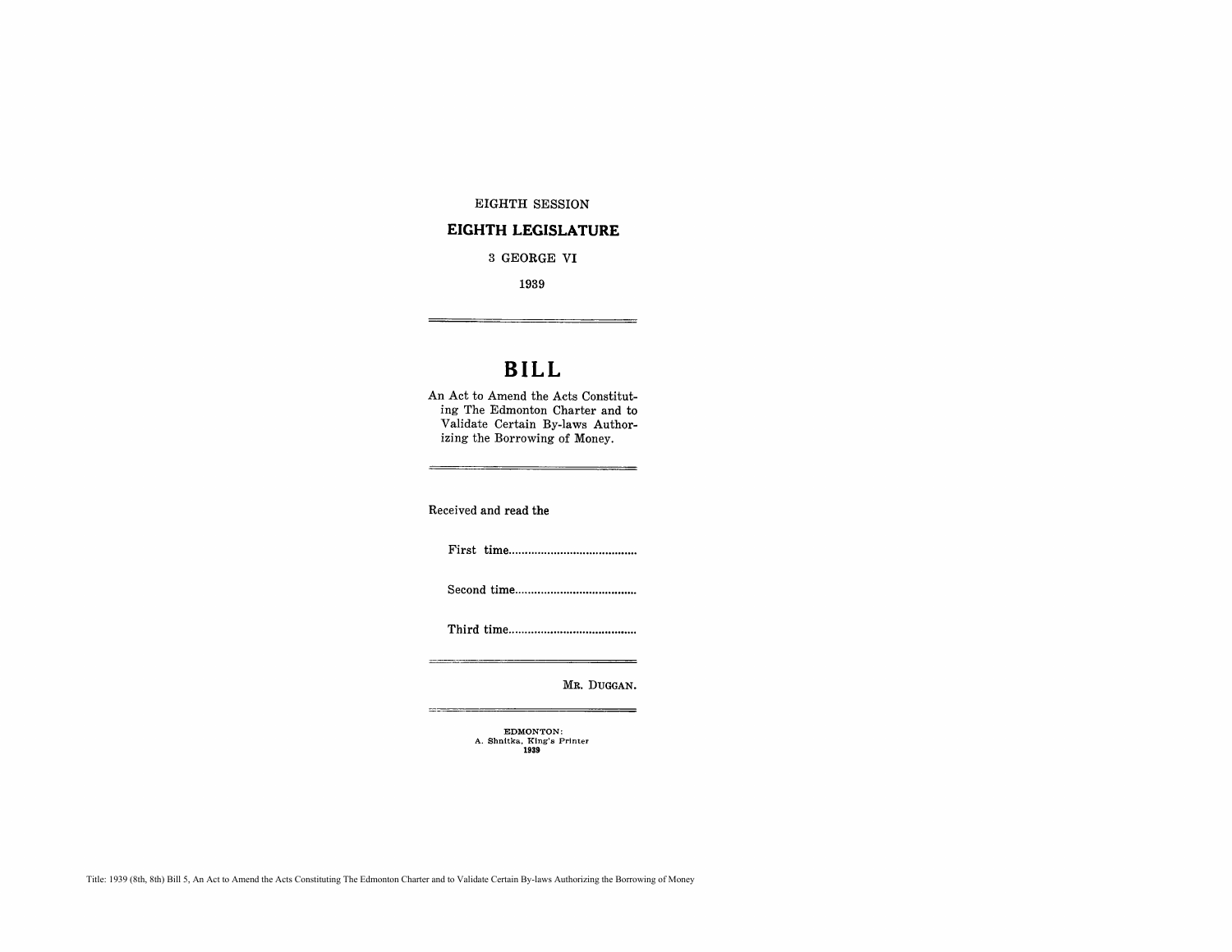EIGHTH SESSION

# EIGHTH LEGISLATURE

3 GEORGE VI

1939

---

# BILL

An Act to Amend the Acts Constituting The Edmonton Charter and to Validate Certain By-laws Authorizing the Borrowing of Money.

---

Received and read the

First time........................................

Second time......................................

Third time........................................

---

MR. DUGGAN.

---

EDMONTON:
A. Shnitka, King's Printer
1939

Title: 1939 (8th, 8th) Bill 5, An Act to Amend the Acts Constituting The Edmonton Charter and to Validate Certain By-laws Authorizing the Borrowing of Money